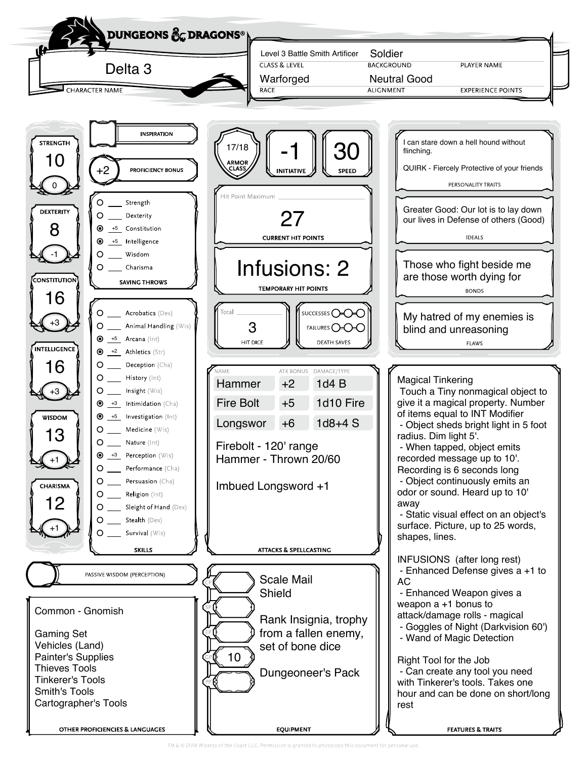# DUNGEONS & DRAGONS

**Character Name:** Delta 3

| Class & Level | Background | Player Name |
|---|---|---|
| Level 3 Battle Smith Artificer | Soldier | |

| Race | Alignment | Experience Points |
|---|---|---|
| Warforged | Neutral Good | |

## Ability Scores

| Ability | Score | Modifier |
|---|---|---|
| Strength | 10 | 0 |
| Dexterity | 8 | -1 |
| Constitution | 16 | +3 |
| Intelligence | 16 | +3 |
| Wisdom | 13 | +1 |
| Charisma | 12 | +1 |

**Inspiration:**

**Proficiency Bonus:** +2

## Saving Throws

| Proficient | Bonus | Saving Throw |
|---|---|---|
| ○ | | Strength |
| ○ | | Dexterity |
| ● | +5 | Constitution |
| ● | +5 | Intelligence |
| ○ | | Wisdom |
| ○ | | Charisma |

## Skills

| Proficient | Bonus | Skill |
|---|---|---|
| ○ | | Acrobatics (Dex) |
| ○ | | Animal Handling (Wis) |
| ● | +5 | Arcana (Int) |
| ● | +2 | Athletics (Str) |
| ○ | | Deception (Cha) |
| ○ | | History (Int) |
| ○ | | Insight (Wis) |
| ● | +3 | Intimidation (Cha) |
| ● | +5 | Investigation (Int) |
| ○ | | Medicine (Wis) |
| ○ | | Nature (Int) |
| ● | +3 | Perception (Wis) |
| ○ | | Performance (Cha) |
| ○ | | Persuasion (Cha) |
| ○ | | Religion (Int) |
| ○ | | Sleight of Hand (Dex) |
| ○ | | Stealth (Dex) |
| ○ | | Survival (Wis) |

**Passive Wisdom (Perception):**

## Other Proficiencies & Languages

Common - Gnomish

Gaming Set
Vehicles (Land)
Painter's Supplies
Thieves Tools
Tinkerer's Tools
Smith's Tools
Cartographer's Tools

## Combat

| Armor Class | Initiative | Speed |
|---|---|---|
| 17/18 | -1 | 30 |

**Hit Point Maximum:**

**Current Hit Points:** 27

**Temporary Hit Points:** Infusions: 2

**Hit Dice:** 3 (Total: )

**Death Saves:** Successes ○○○ / Failures ○○○

## Attacks & Spellcasting

| Name | Atk Bonus | Damage/Type |
|---|---|---|
| Hammer | +2 | 1d4 B |
| Fire Bolt | +5 | 1d10 Fire |
| Longswor | +6 | 1d8+4 S |

Firebolt - 120' range
Hammer - Thrown 20/60

Imbued Longsword +1

## Equipment

CP:
SP:
EP:
GP: 10
PP:

Scale Mail
Shield

Rank Insignia, trophy from a fallen enemy, set of bone dice

Dungeoneer's Pack

## Personality Traits

I can stare down a hell hound without flinching.

QUIRK - Fiercely Protective of your friends

## Ideals

Greater Good: Our lot is to lay down our lives in Defense of others (Good)

## Bonds

Those who fight beside me are those worth dying for

## Flaws

My hatred of my enemies is blind and unreasoning

## Features & Traits

Magical Tinkering
Touch a Tiny nonmagical object to give it a magical property. Number of items equal to INT Modifier
- Object sheds bright light in 5 foot radius. Dim light 5'.
- When tapped, object emits recorded message up to 10'. Recording is 6 seconds long
- Object continuously emits an odor or sound. Heard up to 10' away
- Static visual effect on an object's surface. Picture, up to 25 words, shapes, lines.

INFUSIONS (after long rest)
- Enhanced Defense gives a +1 to AC
- Enhanced Weapon gives a weapon a +1 bonus to attack/damage rolls - magical
- Goggles of Night (Darkvision 60')
- Wand of Magic Detection

Right Tool for the Job
- Can create any tool you need with Tinkerer's tools. Takes one hour and can be done on short/long rest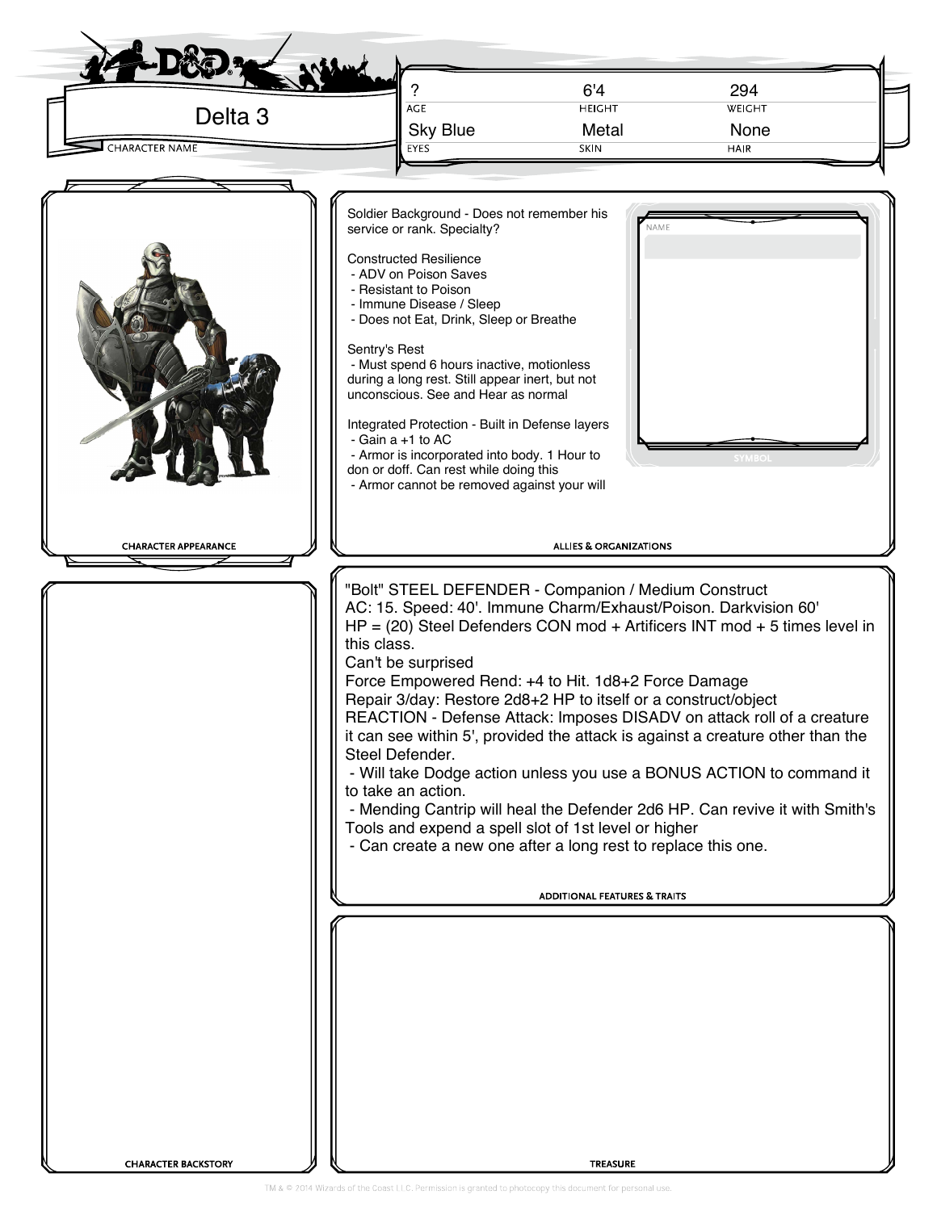**CHARACTER NAME:** Delta 3

| AGE | HEIGHT | WEIGHT |
| --- | --- | --- |
| ? | 6'4 | 294 |

| EYES | SKIN | HAIR |
| --- | --- | --- |
| Sky Blue | Metal | None |

## CHARACTER APPEARANCE

## ALLIES & ORGANIZATIONS

Soldier Background - Does not remember his service or rank. Specialty?

Constructed Resilience
- ADV on Poison Saves
- Resistant to Poison
- Immune Disease / Sleep
- Does not Eat, Drink, Sleep or Breathe

Sentry's Rest
- Must spend 6 hours inactive, motionless during a long rest. Still appear inert, but not unconscious. See and Hear as normal

Integrated Protection - Built in Defense layers
- Gain a +1 to AC
- Armor is incorporated into body. 1 Hour to don or doff. Can rest while doing this
- Armor cannot be removed against your will

NAME

SYMBOL

## CHARACTER BACKSTORY

## ADDITIONAL FEATURES & TRAITS

"Bolt" STEEL DEFENDER - Companion / Medium Construct
AC: 15. Speed: 40'. Immune Charm/Exhaust/Poison. Darkvision 60'
HP = (20) Steel Defenders CON mod + Artificers INT mod + 5 times level in this class.
Can't be surprised
Force Empowered Rend: +4 to Hit. 1d8+2 Force Damage
Repair 3/day: Restore 2d8+2 HP to itself or a construct/object
REACTION - Defense Attack: Imposes DISADV on attack roll of a creature it can see within 5', provided the attack is against a creature other than the Steel Defender.
- Will take Dodge action unless you use a BONUS ACTION to command it to take an action.
- Mending Cantrip will heal the Defender 2d6 HP. Can revive it with Smith's Tools and expend a spell slot of 1st level or higher
- Can create a new one after a long rest to replace this one.

## TREASURE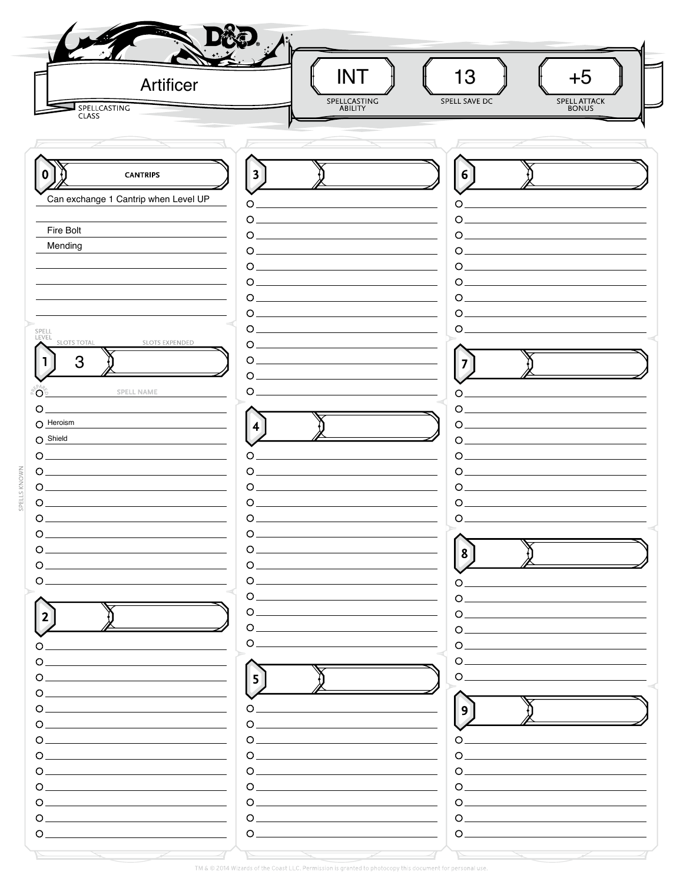Artificer

SPELLCASTING CLASS

| SPELLCASTING ABILITY | SPELL SAVE DC | SPELL ATTACK BONUS |
| --- | --- | --- |
| INT | 13 | +5 |

## 0 CANTRIPS

Can exchange 1 Cantrip when Level UP

Fire Bolt

Mending

## 1

SPELL LEVEL

SLOTS TOTAL: 3

SLOTS EXPENDED:

PREPARED / SPELL NAME

SPELLS KNOWN

- Heroism
- Shield

## 2

## 3

## 4

## 5

## 6

## 7

## 8

## 9

TM & © 2014 Wizards of the Coast LLC. Permission is granted to photocopy this document for personal use.